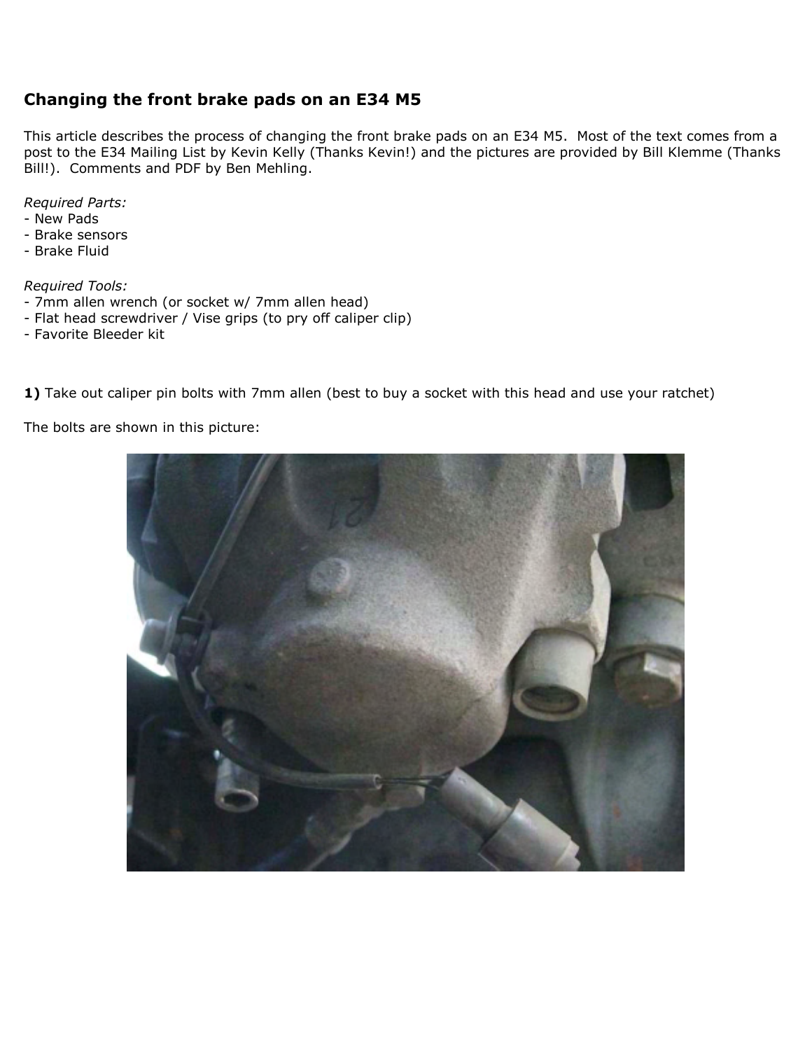## Changing the front brake pads on an E34 M5

This article describes the process of changing the front brake pads on an E34 M5. Most of the text comes from a post to the E34 Mailing List by Kevin Kelly (Thanks Kevin!) and the pictures are provided by Bill Klemme (Thanks Bill!). Comments and PDF by Ben Mehling.

*Required Parts:*
- New Pads
- Brake sensors
- Brake Fluid

*Required Tools:*
- 7mm allen wrench (or socket w/ 7mm allen head)
- Flat head screwdriver / Vise grips (to pry off caliper clip)
- Favorite Bleeder kit

**1)** Take out caliper pin bolts with 7mm allen (best to buy a socket with this head and use your ratchet)

The bolts are shown in this picture: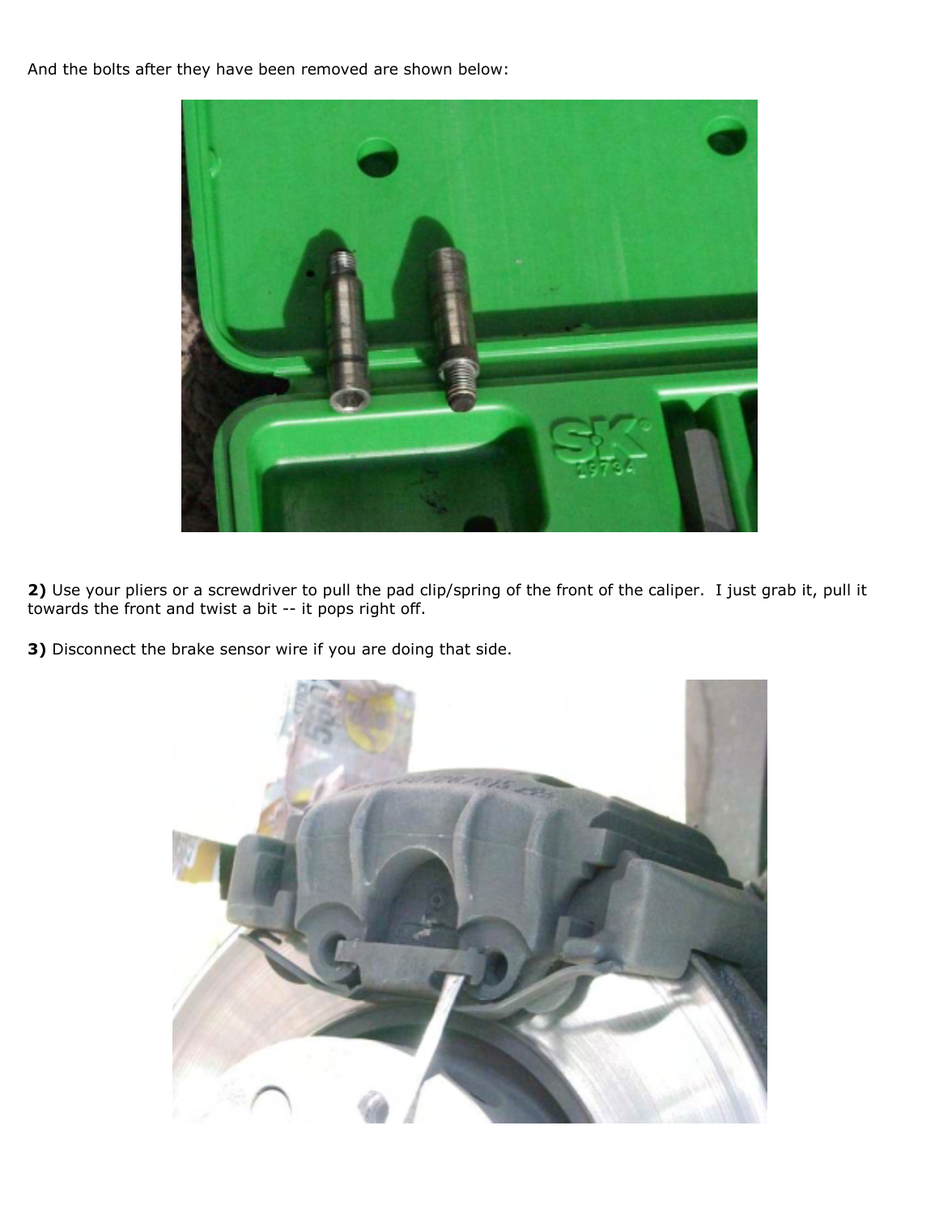And the bolts after they have been removed are shown below:

**2)** Use your pliers or a screwdriver to pull the pad clip/spring of the front of the caliper.  I just grab it, pull it towards the front and twist a bit -- it pops right off.

**3)** Disconnect the brake sensor wire if you are doing that side.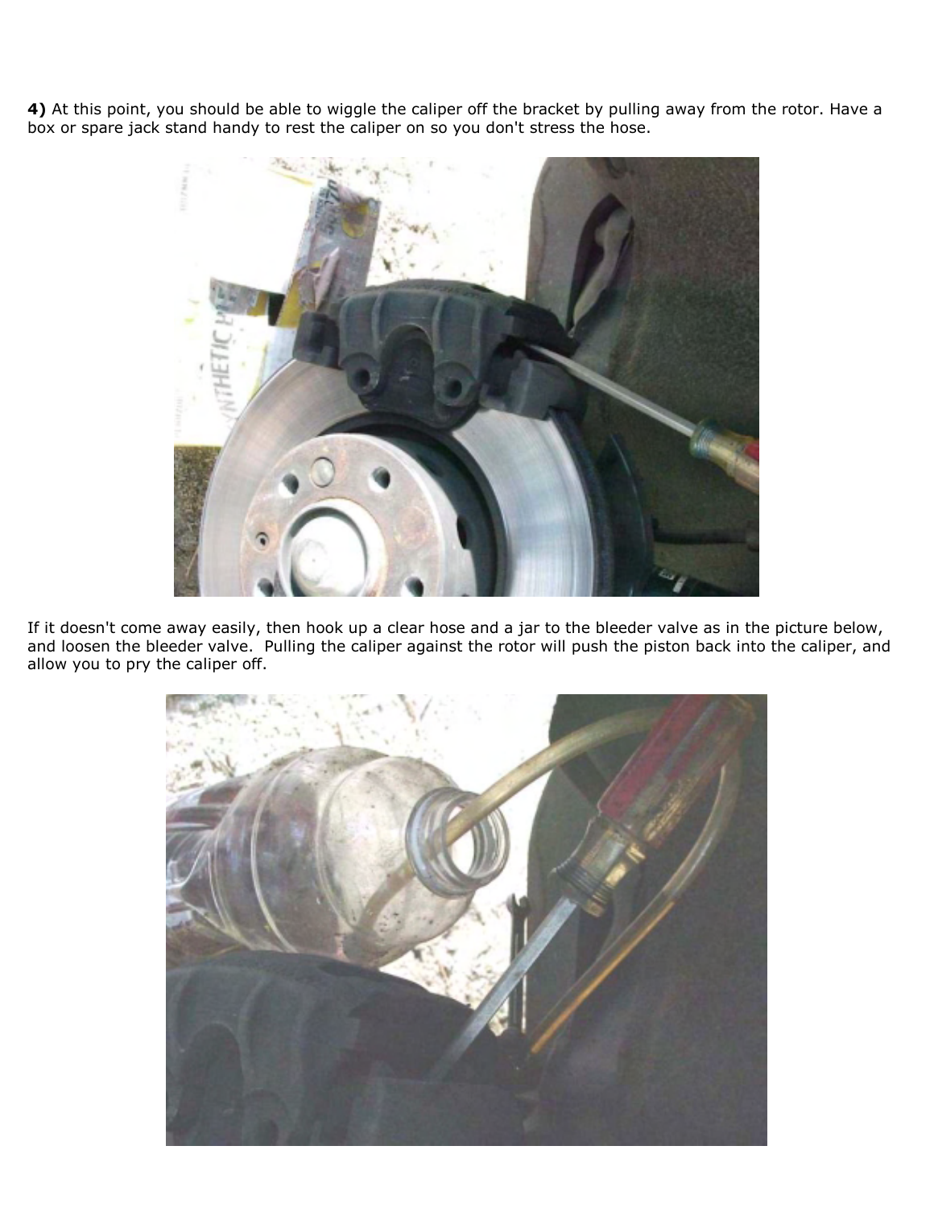**4)** At this point, you should be able to wiggle the caliper off the bracket by pulling away from the rotor. Have a box or spare jack stand handy to rest the caliper on so you don't stress the hose.

If it doesn't come away easily, then hook up a clear hose and a jar to the bleeder valve as in the picture below, and loosen the bleeder valve.  Pulling the caliper against the rotor will push the piston back into the caliper, and allow you to pry the caliper off.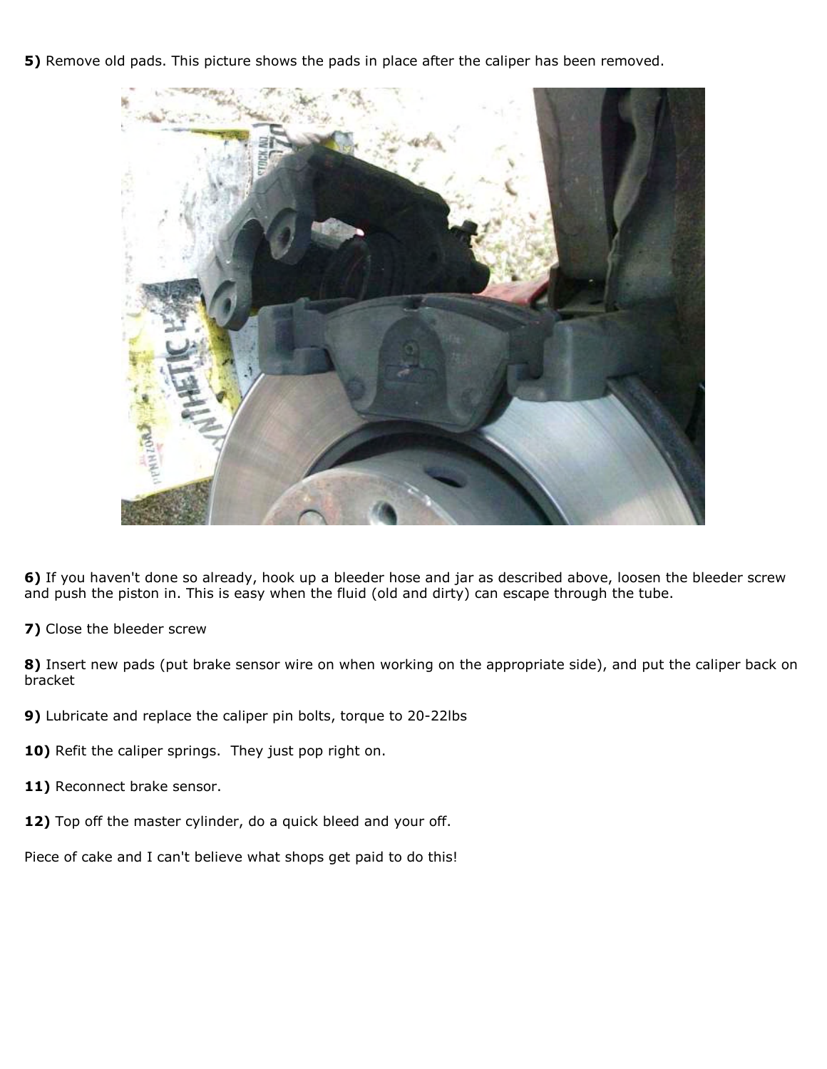**5)** Remove old pads. This picture shows the pads in place after the caliper has been removed.

**6)** If you haven't done so already, hook up a bleeder hose and jar as described above, loosen the bleeder screw and push the piston in. This is easy when the fluid (old and dirty) can escape through the tube.

**7)** Close the bleeder screw

**8)** Insert new pads (put brake sensor wire on when working on the appropriate side), and put the caliper back on bracket

**9)** Lubricate and replace the caliper pin bolts, torque to 20-22lbs

**10)** Refit the caliper springs.  They just pop right on.

**11)** Reconnect brake sensor.

**12)** Top off the master cylinder, do a quick bleed and your off.

Piece of cake and I can't believe what shops get paid to do this!